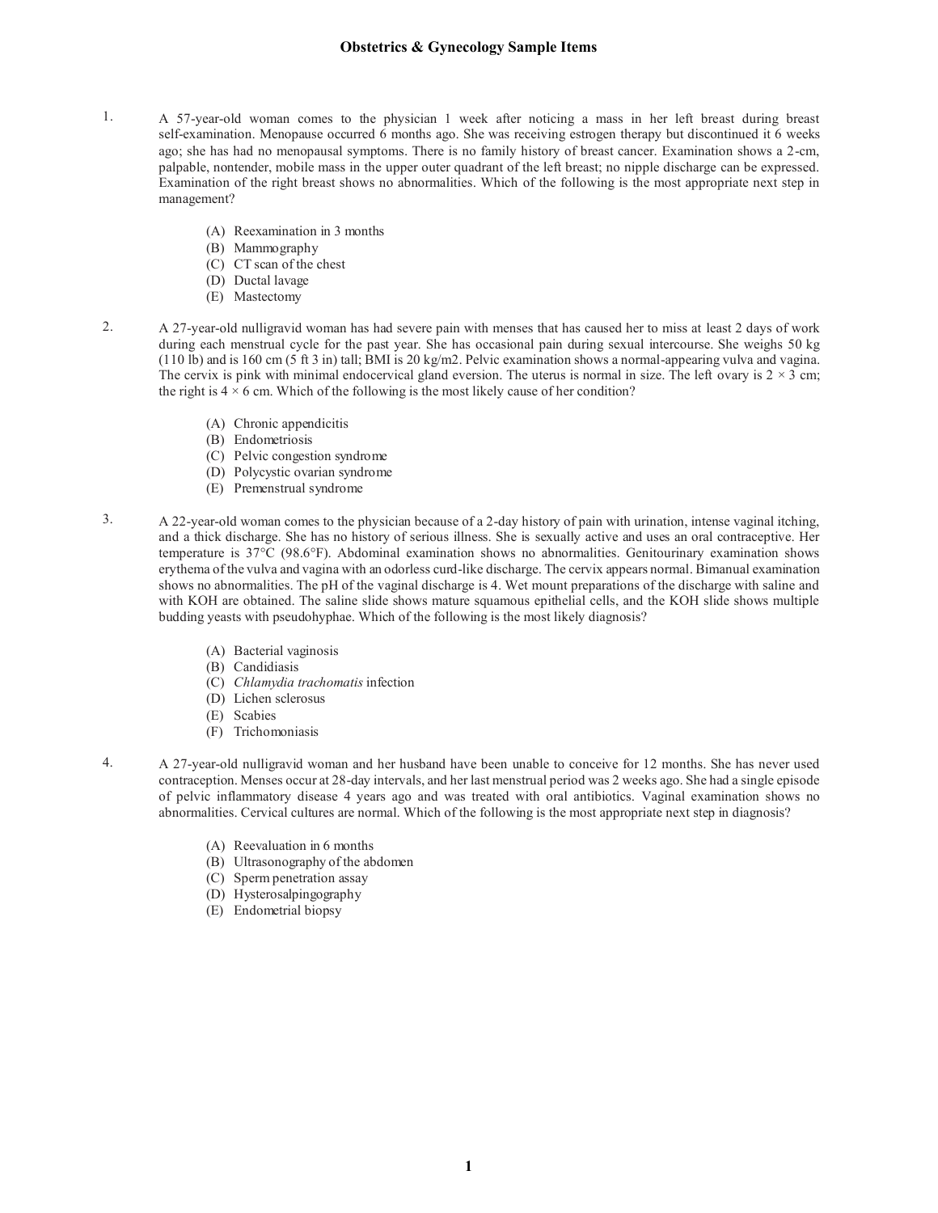# Obstetrics & Gynecology Sample Items

1. A 57-year-old woman comes to the physician 1 week after noticing a mass in her left breast during breast self-examination. Menopause occurred 6 months ago. She was receiving estrogen therapy but discontinued it 6 weeks ago; she has had no menopausal symptoms. There is no family history of breast cancer. Examination shows a 2-cm, palpable, nontender, mobile mass in the upper outer quadrant of the left breast; no nipple discharge can be expressed. Examination of the right breast shows no abnormalities. Which of the following is the most appropriate next step in management?

   (A) Reexamination in 3 months
   (B) Mammography
   (C) CT scan of the chest
   (D) Ductal lavage
   (E) Mastectomy

2. A 27-year-old nulligravid woman has had severe pain with menses that has caused her to miss at least 2 days of work during each menstrual cycle for the past year. She has occasional pain during sexual intercourse. She weighs 50 kg (110 lb) and is 160 cm (5 ft 3 in) tall; BMI is 20 kg/m2. Pelvic examination shows a normal-appearing vulva and vagina. The cervix is pink with minimal endocervical gland eversion. The uterus is normal in size. The left ovary is 2 × 3 cm; the right is 4 × 6 cm. Which of the following is the most likely cause of her condition?

   (A) Chronic appendicitis
   (B) Endometriosis
   (C) Pelvic congestion syndrome
   (D) Polycystic ovarian syndrome
   (E) Premenstrual syndrome

3. A 22-year-old woman comes to the physician because of a 2-day history of pain with urination, intense vaginal itching, and a thick discharge. She has no history of serious illness. She is sexually active and uses an oral contraceptive. Her temperature is 37°C (98.6°F). Abdominal examination shows no abnormalities. Genitourinary examination shows erythema of the vulva and vagina with an odorless curd-like discharge. The cervix appears normal. Bimanual examination shows no abnormalities. The pH of the vaginal discharge is 4. Wet mount preparations of the discharge with saline and with KOH are obtained. The saline slide shows mature squamous epithelial cells, and the KOH slide shows multiple budding yeasts with pseudohyphae. Which of the following is the most likely diagnosis?

   (A) Bacterial vaginosis
   (B) Candidiasis
   (C) *Chlamydia trachomatis* infection
   (D) Lichen sclerosus
   (E) Scabies
   (F) Trichomoniasis

4. A 27-year-old nulligravid woman and her husband have been unable to conceive for 12 months. She has never used contraception. Menses occur at 28-day intervals, and her last menstrual period was 2 weeks ago. She had a single episode of pelvic inflammatory disease 4 years ago and was treated with oral antibiotics. Vaginal examination shows no abnormalities. Cervical cultures are normal. Which of the following is the most appropriate next step in diagnosis?

   (A) Reevaluation in 6 months
   (B) Ultrasonography of the abdomen
   (C) Sperm penetration assay
   (D) Hysterosalpingography
   (E) Endometrial biopsy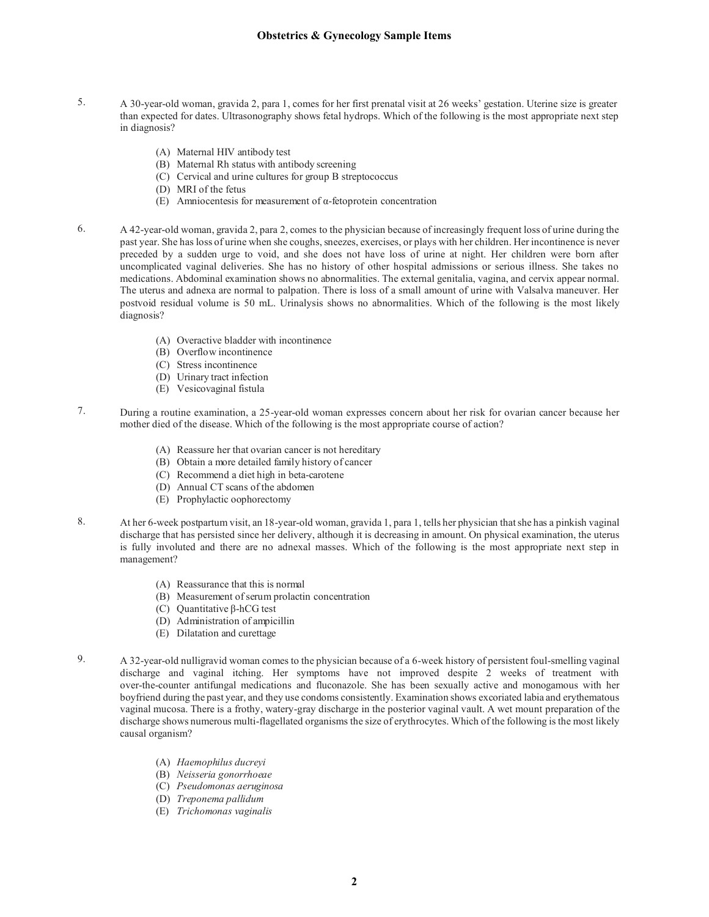5. A 30-year-old woman, gravida 2, para 1, comes for her first prenatal visit at 26 weeks' gestation. Uterine size is greater than expected for dates. Ultrasonography shows fetal hydrops. Which of the following is the most appropriate next step in diagnosis?

   (A) Maternal HIV antibody test
   (B) Maternal Rh status with antibody screening
   (C) Cervical and urine cultures for group B streptococcus
   (D) MRI of the fetus
   (E) Amniocentesis for measurement of α-fetoprotein concentration

6. A 42-year-old woman, gravida 2, para 2, comes to the physician because of increasingly frequent loss of urine during the past year. She has loss of urine when she coughs, sneezes, exercises, or plays with her children. Her incontinence is never preceded by a sudden urge to void, and she does not have loss of urine at night. Her children were born after uncomplicated vaginal deliveries. She has no history of other hospital admissions or serious illness. She takes no medications. Abdominal examination shows no abnormalities. The external genitalia, vagina, and cervix appear normal. The uterus and adnexa are normal to palpation. There is loss of a small amount of urine with Valsalva maneuver. Her postvoid residual volume is 50 mL. Urinalysis shows no abnormalities. Which of the following is the most likely diagnosis?

   (A) Overactive bladder with incontinence
   (B) Overflow incontinence
   (C) Stress incontinence
   (D) Urinary tract infection
   (E) Vesicovaginal fistula

7. During a routine examination, a 25-year-old woman expresses concern about her risk for ovarian cancer because her mother died of the disease. Which of the following is the most appropriate course of action?

   (A) Reassure her that ovarian cancer is not hereditary
   (B) Obtain a more detailed family history of cancer
   (C) Recommend a diet high in beta-carotene
   (D) Annual CT scans of the abdomen
   (E) Prophylactic oophorectomy

8. At her 6-week postpartum visit, an 18-year-old woman, gravida 1, para 1, tells her physician that she has a pinkish vaginal discharge that has persisted since her delivery, although it is decreasing in amount. On physical examination, the uterus is fully involuted and there are no adnexal masses. Which of the following is the most appropriate next step in management?

   (A) Reassurance that this is normal
   (B) Measurement of serum prolactin concentration
   (C) Quantitative β-hCG test
   (D) Administration of ampicillin
   (E) Dilatation and curettage

9. A 32-year-old nulligravid woman comes to the physician because of a 6-week history of persistent foul-smelling vaginal discharge and vaginal itching. Her symptoms have not improved despite 2 weeks of treatment with over-the-counter antifungal medications and fluconazole. She has been sexually active and monogamous with her boyfriend during the past year, and they use condoms consistently. Examination shows excoriated labia and erythematous vaginal mucosa. There is a frothy, watery-gray discharge in the posterior vaginal vault. A wet mount preparation of the discharge shows numerous multi-flagellated organisms the size of erythrocytes. Which of the following is the most likely causal organism?

   (A) *Haemophilus ducreyi*
   (B) *Neisseria gonorrhoeae*
   (C) *Pseudomonas aeruginosa*
   (D) *Treponema pallidum*
   (E) *Trichomonas vaginalis*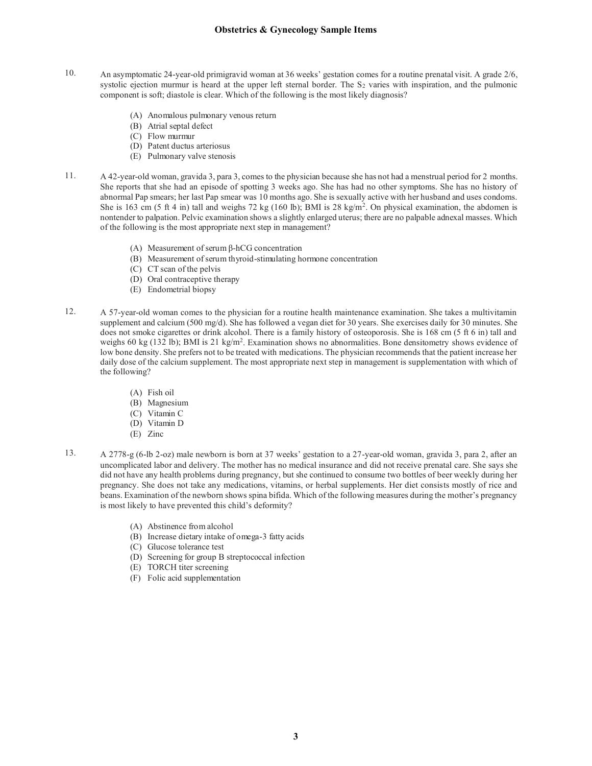10. An asymptomatic 24-year-old primigravid woman at 36 weeks' gestation comes for a routine prenatal visit. A grade 2/6, systolic ejection murmur is heard at the upper left sternal border. The $S_2$ varies with inspiration, and the pulmonic component is soft; diastole is clear. Which of the following is the most likely diagnosis?

    (A) Anomalous pulmonary venous return
    (B) Atrial septal defect
    (C) Flow murmur
    (D) Patent ductus arteriosus
    (E) Pulmonary valve stenosis

11. A 42-year-old woman, gravida 3, para 3, comes to the physician because she has not had a menstrual period for 2 months. She reports that she had an episode of spotting 3 weeks ago. She has had no other symptoms. She has no history of abnormal Pap smears; her last Pap smear was 10 months ago. She is sexually active with her husband and uses condoms. She is 163 cm (5 ft 4 in) tall and weighs 72 kg (160 lb); BMI is 28 kg/m$^2$. On physical examination, the abdomen is nontender to palpation. Pelvic examination shows a slightly enlarged uterus; there are no palpable adnexal masses. Which of the following is the most appropriate next step in management?

    (A) Measurement of serum β-hCG concentration
    (B) Measurement of serum thyroid-stimulating hormone concentration
    (C) CT scan of the pelvis
    (D) Oral contraceptive therapy
    (E) Endometrial biopsy

12. A 57-year-old woman comes to the physician for a routine health maintenance examination. She takes a multivitamin supplement and calcium (500 mg/d). She has followed a vegan diet for 30 years. She exercises daily for 30 minutes. She does not smoke cigarettes or drink alcohol. There is a family history of osteoporosis. She is 168 cm (5 ft 6 in) tall and weighs 60 kg (132 lb); BMI is 21 kg/m$^2$. Examination shows no abnormalities. Bone densitometry shows evidence of low bone density. She prefers not to be treated with medications. The physician recommends that the patient increase her daily dose of the calcium supplement. The most appropriate next step in management is supplementation with which of the following?

    (A) Fish oil
    (B) Magnesium
    (C) Vitamin C
    (D) Vitamin D
    (E) Zinc

13. A 2778-g (6-lb 2-oz) male newborn is born at 37 weeks' gestation to a 27-year-old woman, gravida 3, para 2, after an uncomplicated labor and delivery. The mother has no medical insurance and did not receive prenatal care. She says she did not have any health problems during pregnancy, but she continued to consume two bottles of beer weekly during her pregnancy. She does not take any medications, vitamins, or herbal supplements. Her diet consists mostly of rice and beans. Examination of the newborn shows spina bifida. Which of the following measures during the mother's pregnancy is most likely to have prevented this child's deformity?

    (A) Abstinence from alcohol
    (B) Increase dietary intake of omega-3 fatty acids
    (C) Glucose tolerance test
    (D) Screening for group B streptococcal infection
    (E) TORCH titer screening
    (F) Folic acid supplementation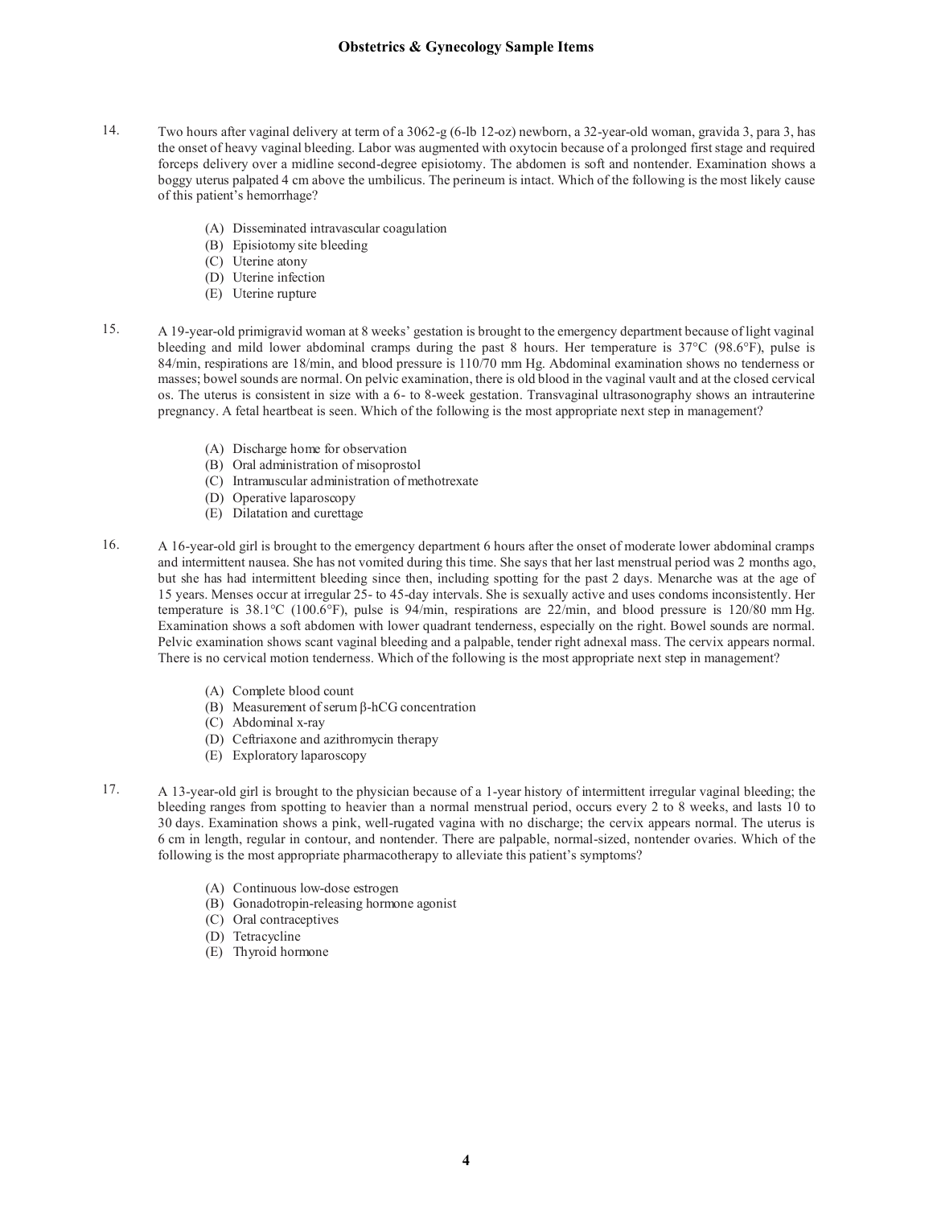14. Two hours after vaginal delivery at term of a 3062-g (6-lb 12-oz) newborn, a 32-year-old woman, gravida 3, para 3, has the onset of heavy vaginal bleeding. Labor was augmented with oxytocin because of a prolonged first stage and required forceps delivery over a midline second-degree episiotomy. The abdomen is soft and nontender. Examination shows a boggy uterus palpated 4 cm above the umbilicus. The perineum is intact. Which of the following is the most likely cause of this patient's hemorrhage?

    (A) Disseminated intravascular coagulation
    (B) Episiotomy site bleeding
    (C) Uterine atony
    (D) Uterine infection
    (E) Uterine rupture

15. A 19-year-old primigravid woman at 8 weeks' gestation is brought to the emergency department because of light vaginal bleeding and mild lower abdominal cramps during the past 8 hours. Her temperature is 37°C (98.6°F), pulse is 84/min, respirations are 18/min, and blood pressure is 110/70 mm Hg. Abdominal examination shows no tenderness or masses; bowel sounds are normal. On pelvic examination, there is old blood in the vaginal vault and at the closed cervical os. The uterus is consistent in size with a 6- to 8-week gestation. Transvaginal ultrasonography shows an intrauterine pregnancy. A fetal heartbeat is seen. Which of the following is the most appropriate next step in management?

    (A) Discharge home for observation
    (B) Oral administration of misoprostol
    (C) Intramuscular administration of methotrexate
    (D) Operative laparoscopy
    (E) Dilatation and curettage

16. A 16-year-old girl is brought to the emergency department 6 hours after the onset of moderate lower abdominal cramps and intermittent nausea. She has not vomited during this time. She says that her last menstrual period was 2 months ago, but she has had intermittent bleeding since then, including spotting for the past 2 days. Menarche was at the age of 15 years. Menses occur at irregular 25- to 45-day intervals. She is sexually active and uses condoms inconsistently. Her temperature is 38.1°C (100.6°F), pulse is 94/min, respirations are 22/min, and blood pressure is 120/80 mm Hg. Examination shows a soft abdomen with lower quadrant tenderness, especially on the right. Bowel sounds are normal. Pelvic examination shows scant vaginal bleeding and a palpable, tender right adnexal mass. The cervix appears normal. There is no cervical motion tenderness. Which of the following is the most appropriate next step in management?

    (A) Complete blood count
    (B) Measurement of serum β-hCG concentration
    (C) Abdominal x-ray
    (D) Ceftriaxone and azithromycin therapy
    (E) Exploratory laparoscopy

17. A 13-year-old girl is brought to the physician because of a 1-year history of intermittent irregular vaginal bleeding; the bleeding ranges from spotting to heavier than a normal menstrual period, occurs every 2 to 8 weeks, and lasts 10 to 30 days. Examination shows a pink, well-rugated vagina with no discharge; the cervix appears normal. The uterus is 6 cm in length, regular in contour, and nontender. There are palpable, normal-sized, nontender ovaries. Which of the following is the most appropriate pharmacotherapy to alleviate this patient's symptoms?

    (A) Continuous low-dose estrogen
    (B) Gonadotropin-releasing hormone agonist
    (C) Oral contraceptives
    (D) Tetracycline
    (E) Thyroid hormone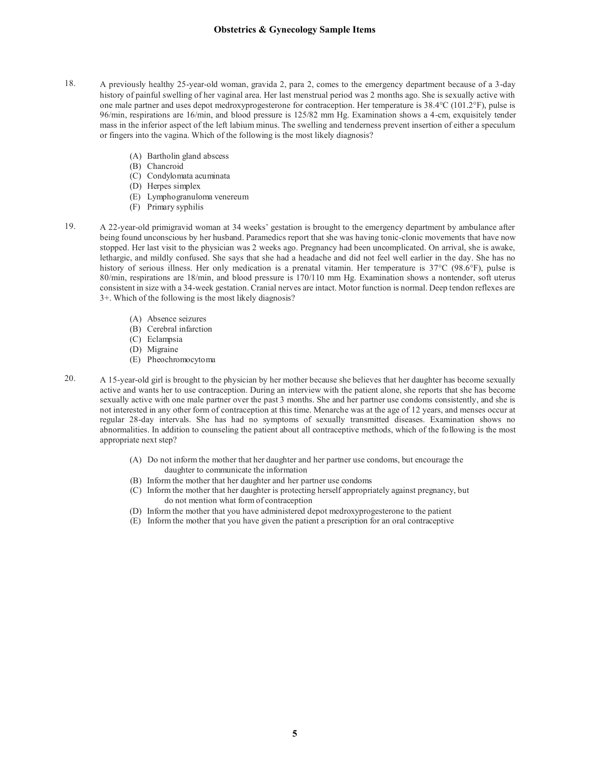18. A previously healthy 25-year-old woman, gravida 2, para 2, comes to the emergency department because of a 3-day history of painful swelling of her vaginal area. Her last menstrual period was 2 months ago. She is sexually active with one male partner and uses depot medroxyprogesterone for contraception. Her temperature is 38.4°C (101.2°F), pulse is 96/min, respirations are 16/min, and blood pressure is 125/82 mm Hg. Examination shows a 4-cm, exquisitely tender mass in the inferior aspect of the left labium minus. The swelling and tenderness prevent insertion of either a speculum or fingers into the vagina. Which of the following is the most likely diagnosis?

    (A) Bartholin gland abscess
    (B) Chancroid
    (C) Condylomata acuminata
    (D) Herpes simplex
    (E) Lymphogranuloma venereum
    (F) Primary syphilis

19. A 22-year-old primigravid woman at 34 weeks' gestation is brought to the emergency department by ambulance after being found unconscious by her husband. Paramedics report that she was having tonic-clonic movements that have now stopped. Her last visit to the physician was 2 weeks ago. Pregnancy had been uncomplicated. On arrival, she is awake, lethargic, and mildly confused. She says that she had a headache and did not feel well earlier in the day. She has no history of serious illness. Her only medication is a prenatal vitamin. Her temperature is 37°C (98.6°F), pulse is 80/min, respirations are 18/min, and blood pressure is 170/110 mm Hg. Examination shows a nontender, soft uterus consistent in size with a 34-week gestation. Cranial nerves are intact. Motor function is normal. Deep tendon reflexes are 3+. Which of the following is the most likely diagnosis?

    (A) Absence seizures
    (B) Cerebral infarction
    (C) Eclampsia
    (D) Migraine
    (E) Pheochromocytoma

20. A 15-year-old girl is brought to the physician by her mother because she believes that her daughter has become sexually active and wants her to use contraception. During an interview with the patient alone, she reports that she has become sexually active with one male partner over the past 3 months. She and her partner use condoms consistently, and she is not interested in any other form of contraception at this time. Menarche was at the age of 12 years, and menses occur at regular 28-day intervals. She has had no symptoms of sexually transmitted diseases. Examination shows no abnormalities. In addition to counseling the patient about all contraceptive methods, which of the following is the most appropriate next step?

    (A) Do not inform the mother that her daughter and her partner use condoms, but encourage the daughter to communicate the information
    (B) Inform the mother that her daughter and her partner use condoms
    (C) Inform the mother that her daughter is protecting herself appropriately against pregnancy, but do not mention what form of contraception
    (D) Inform the mother that you have administered depot medroxyprogesterone to the patient
    (E) Inform the mother that you have given the patient a prescription for an oral contraceptive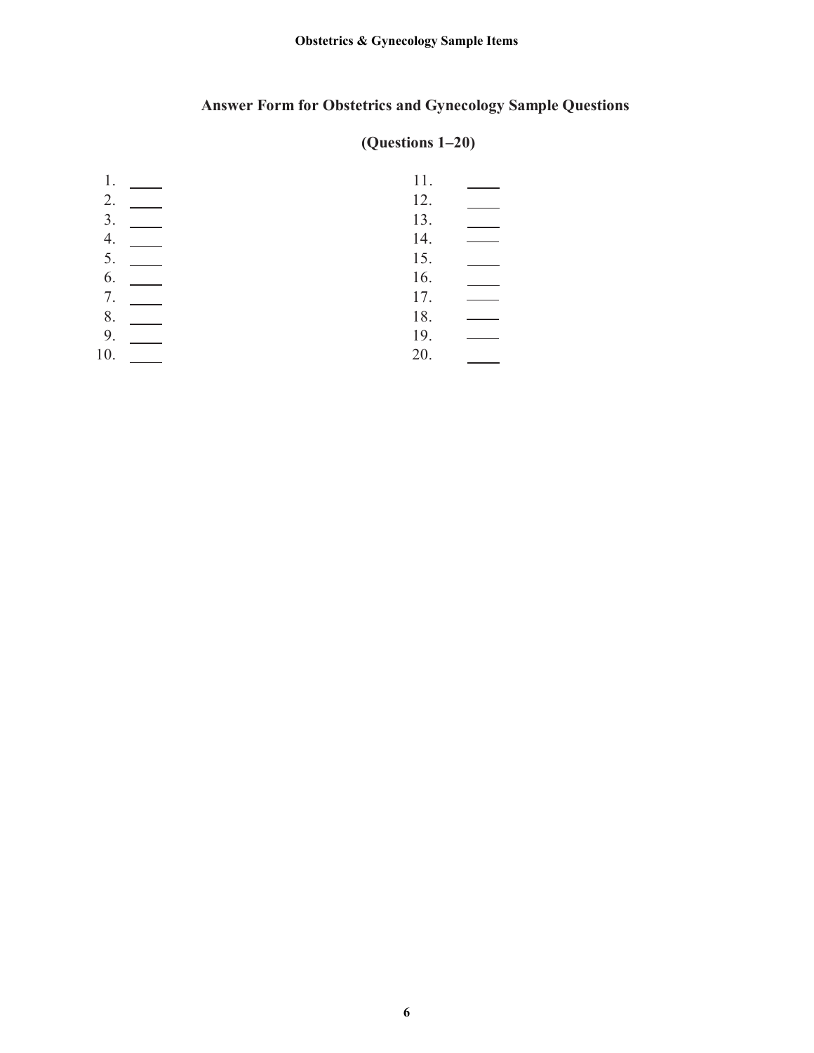## Answer Form for Obstetrics and Gynecology Sample Questions

### (Questions 1–20)

1. _____
2. _____
3. _____
4. _____
5. _____
6. _____
7. _____
8. _____
9. _____
10. _____
11. _____
12. _____
13. _____
14. _____
15. _____
16. _____
17. _____
18. _____
19. _____
20. _____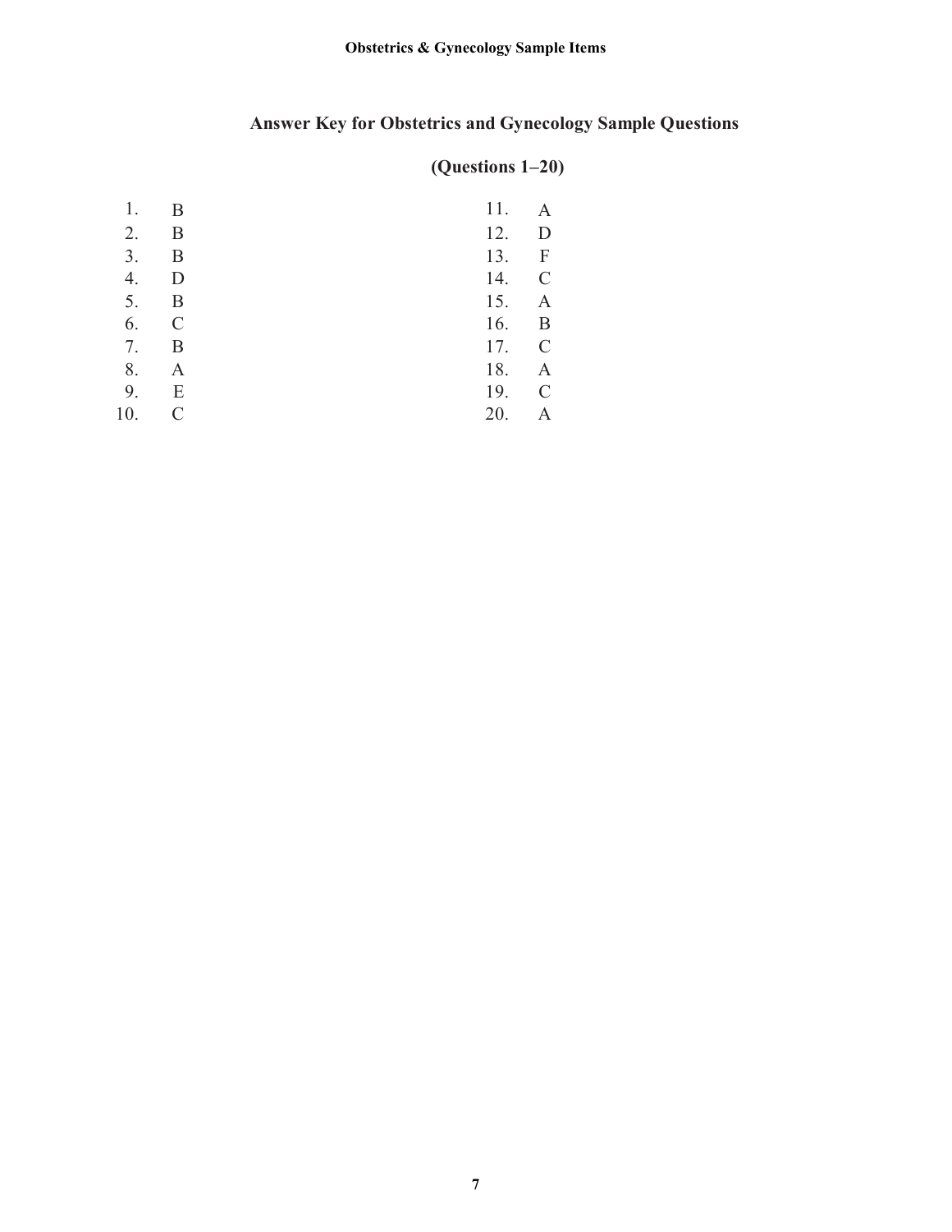## Answer Key for Obstetrics and Gynecology Sample Questions

### (Questions 1–20)

| | | | |
|---|---|---|---|
| 1. | B | 11. | A |
| 2. | B | 12. | D |
| 3. | B | 13. | F |
| 4. | D | 14. | C |
| 5. | B | 15. | A |
| 6. | C | 16. | B |
| 7. | B | 17. | C |
| 8. | A | 18. | A |
| 9. | E | 19. | C |
| 10. | C | 20. | A |